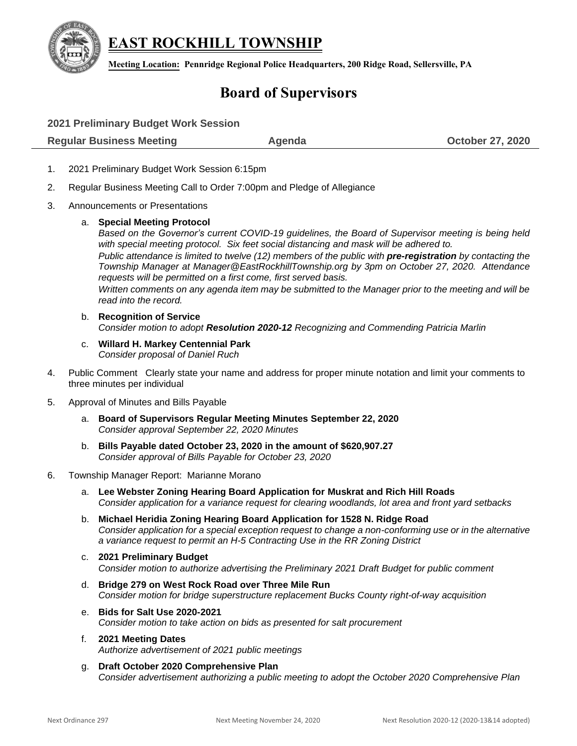# EAST ROCKHILL TOWNSHIP

**Meeting Location: Pennridge Regional Police Headquarters, 200 Ridge Road, Sellersville, PA**

## Board of Supervisors

**2021 Preliminary Budget Work Session**

**Regular Business Meeting** **Agenda** **October 27, 2020**

1. 2021 Preliminary Budget Work Session 6:15pm
2. Regular Business Meeting Call to Order 7:00pm and Pledge of Allegiance
3. Announcements or Presentations
   a. **Special Meeting Protocol**
   *Based on the Governor's current COVID-19 guidelines, the Board of Supervisor meeting is being held with special meeting protocol. Six feet social distancing and mask will be adhered to.*
   *Public attendance is limited to twelve (12) members of the public with **pre-registration** by contacting the Township Manager at Manager@EastRockhillTownship.org by 3pm on October 27, 2020. Attendance requests will be permitted on a first come, first served basis.*
   *Written comments on any agenda item may be submitted to the Manager prior to the meeting and will be read into the record.*
   b. **Recognition of Service**
   *Consider motion to adopt **Resolution 2020-12** Recognizing and Commending Patricia Marlin*
   c. **Willard H. Markey Centennial Park**
   *Consider proposal of Daniel Ruch*
4. Public Comment Clearly state your name and address for proper minute notation and limit your comments to three minutes per individual
5. Approval of Minutes and Bills Payable
   a. **Board of Supervisors Regular Meeting Minutes September 22, 2020**
   *Consider approval September 22, 2020 Minutes*
   b. **Bills Payable dated October 23, 2020 in the amount of $620,907.27**
   *Consider approval of Bills Payable for October 23, 2020*
6. Township Manager Report: Marianne Morano
   a. **Lee Webster Zoning Hearing Board Application for Muskrat and Rich Hill Roads**
   *Consider application for a variance request for clearing woodlands, lot area and front yard setbacks*
   b. **Michael Heridia Zoning Hearing Board Application for 1528 N. Ridge Road**
   *Consider application for a special exception request to change a non-conforming use or in the alternative a variance request to permit an H-5 Contracting Use in the RR Zoning District*
   c. **2021 Preliminary Budget**
   *Consider motion to authorize advertising the Preliminary 2021 Draft Budget for public comment*
   d. **Bridge 279 on West Rock Road over Three Mile Run**
   *Consider motion for bridge superstructure replacement Bucks County right-of-way acquisition*
   e. **Bids for Salt Use 2020-2021**
   *Consider motion to take action on bids as presented for salt procurement*
   f. **2021 Meeting Dates**
   *Authorize advertisement of 2021 public meetings*
   g. **Draft October 2020 Comprehensive Plan**
   *Consider advertisement authorizing a public meeting to adopt the October 2020 Comprehensive Plan*

Next Ordinance 297 Next Meeting November 24, 2020 Next Resolution 2020-12 (2020-13&14 adopted)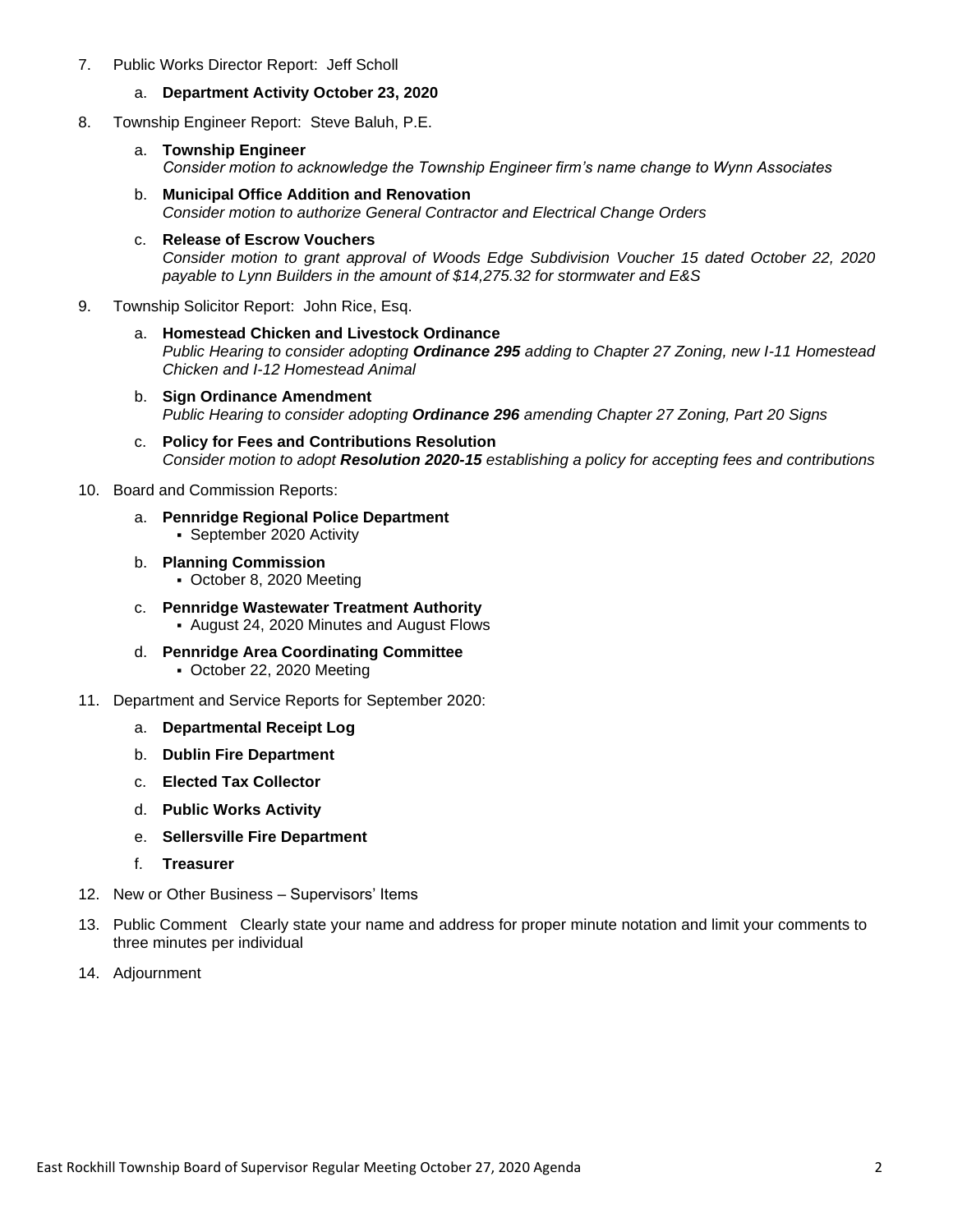7. Public Works Director Report: Jeff Scholl

   a. **Department Activity October 23, 2020**

8. Township Engineer Report: Steve Baluh, P.E.

   a. **Township Engineer**
   *Consider motion to acknowledge the Township Engineer firm's name change to Wynn Associates*

   b. **Municipal Office Addition and Renovation**
   *Consider motion to authorize General Contractor and Electrical Change Orders*

   c. **Release of Escrow Vouchers**
   *Consider motion to grant approval of Woods Edge Subdivision Voucher 15 dated October 22, 2020 payable to Lynn Builders in the amount of $14,275.32 for stormwater and E&S*

9. Township Solicitor Report: John Rice, Esq.

   a. **Homestead Chicken and Livestock Ordinance**
   *Public Hearing to consider adopting **Ordinance 295** adding to Chapter 27 Zoning, new I-11 Homestead Chicken and I-12 Homestead Animal*

   b. **Sign Ordinance Amendment**
   *Public Hearing to consider adopting **Ordinance 296** amending Chapter 27 Zoning, Part 20 Signs*

   c. **Policy for Fees and Contributions Resolution**
   *Consider motion to adopt **Resolution 2020-15** establishing a policy for accepting fees and contributions*

10. Board and Commission Reports:

    a. **Pennridge Regional Police Department**
       - September 2020 Activity

    b. **Planning Commission**
       - October 8, 2020 Meeting

    c. **Pennridge Wastewater Treatment Authority**
       - August 24, 2020 Minutes and August Flows

    d. **Pennridge Area Coordinating Committee**
       - October 22, 2020 Meeting

11. Department and Service Reports for September 2020:

    a. **Departmental Receipt Log**

    b. **Dublin Fire Department**

    c. **Elected Tax Collector**

    d. **Public Works Activity**

    e. **Sellersville Fire Department**

    f. **Treasurer**

12. New or Other Business – Supervisors' Items

13. Public Comment Clearly state your name and address for proper minute notation and limit your comments to three minutes per individual

14. Adjournment